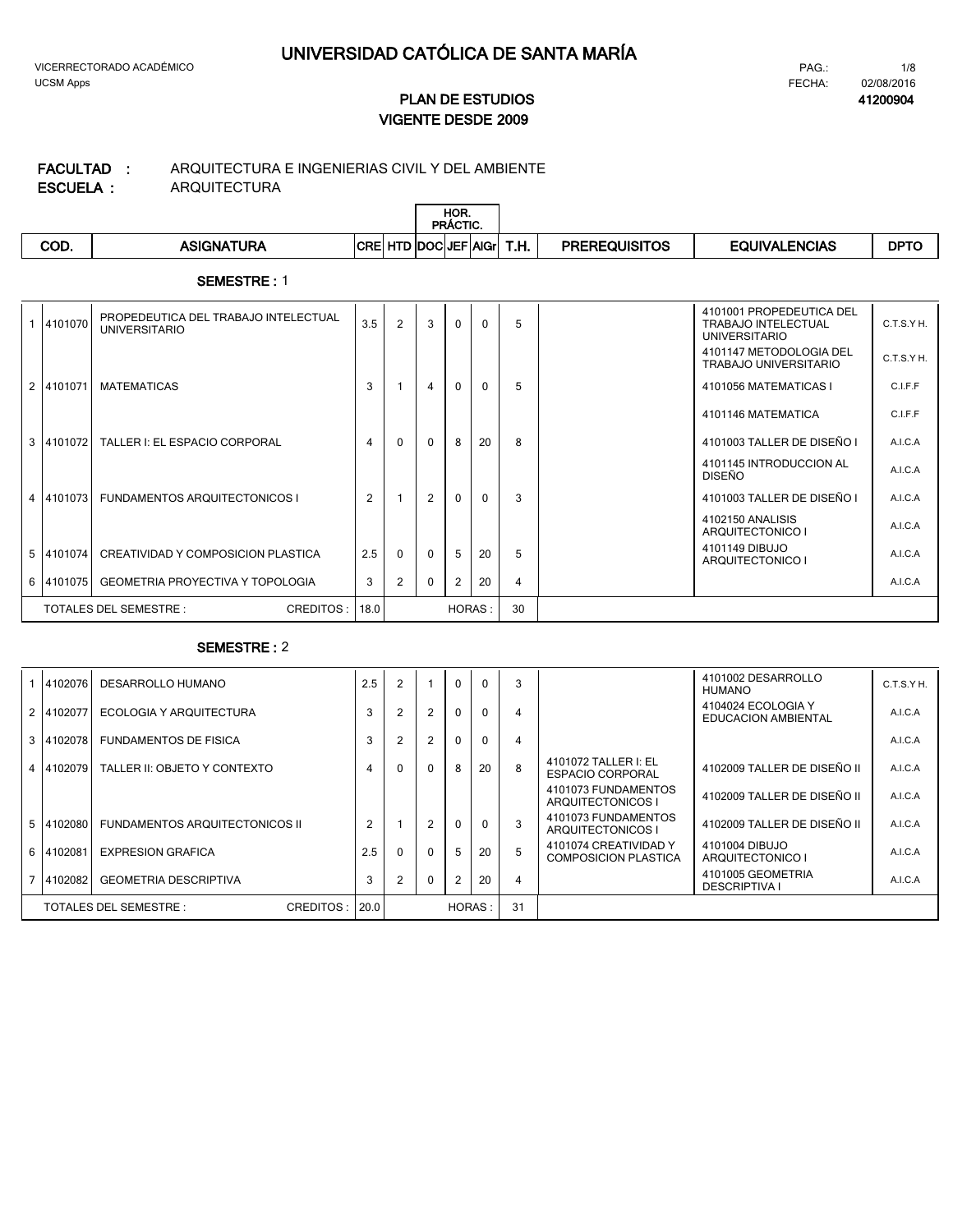# UNIVERSIDAD CATÓLICA DE SANTA MARÍA

VICERRECTORADO ACADÉMICO
UCSM Apps

FECHA: 02/08/2016
41200904

## PLAN DE ESTUDIOS
## VIGENTE DESDE 2009

**FACULTAD :** ARQUITECTURA E INGENIERIAS CIVIL Y DEL AMBIENTE
**ESCUELA :** ARQUITECTURA

**SEMESTRE :** 1

| | COD. | ASIGNATURA | CRE | HTD | HOR. PRÁCTIC. DOC | JEF | AlGr | T.H. | PREREQUISITOS | EQUIVALENCIAS | DPTO |
|---|---|---|---|---|---|---|---|---|---|---|---|
| 1 | 4101070 | PROPEDEUTICA DEL TRABAJO INTELECTUAL UNIVERSITARIO | 3.5 | 2 | 3 | 0 | 0 | 5 | | 4101001 PROPEDEUTICA DEL TRABAJO INTELECTUAL UNIVERSITARIO | C.T.S.Y H. |
| | | | | | | | | | | 4101147 METODOLOGIA DEL TRABAJO UNIVERSITARIO | C.T.S.Y H. |
| 2 | 4101071 | MATEMATICAS | 3 | 1 | 4 | 0 | 0 | 5 | | 4101056 MATEMATICAS I | C.I.F.F |
| | | | | | | | | | | 4101146 MATEMATICA | C.I.F.F |
| 3 | 4101072 | TALLER I: EL ESPACIO CORPORAL | 4 | 0 | 0 | 8 | 20 | 8 | | 4101003 TALLER DE DISEÑO I | A.I.C.A |
| | | | | | | | | | | 4101145 INTRODUCCION AL DISEÑO | A.I.C.A |
| 4 | 4101073 | FUNDAMENTOS ARQUITECTONICOS I | 2 | 1 | 2 | 0 | 0 | 3 | | 4101003 TALLER DE DISEÑO I | A.I.C.A |
| | | | | | | | | | | 4102150 ANALISIS ARQUITECTONICO I | A.I.C.A |
| 5 | 4101074 | CREATIVIDAD Y COMPOSICION PLASTICA | 2.5 | 0 | 0 | 5 | 20 | 5 | | 4101149 DIBUJO ARQUITECTONICO I | A.I.C.A |
| 6 | 4101075 | GEOMETRIA PROYECTIVA Y TOPOLOGIA | 3 | 2 | 0 | 2 | 20 | 4 | | | A.I.C.A |
| | TOTALES DEL SEMESTRE : | CREDITOS : | 18.0 | | | HORAS : | | 30 | | | |

**SEMESTRE :** 2

| | COD. | ASIGNATURA | CRE | HTD | HOR. PRÁCTIC. DOC | JEF | AlGr | T.H. | PREREQUISITOS | EQUIVALENCIAS | DPTO |
|---|---|---|---|---|---|---|---|---|---|---|---|
| 1 | 4102076 | DESARROLLO HUMANO | 2.5 | 2 | 1 | 0 | 0 | 3 | | 4101002 DESARROLLO HUMANO | C.T.S.Y H. |
| 2 | 4102077 | ECOLOGIA Y ARQUITECTURA | 3 | 2 | 2 | 0 | 0 | 4 | | 4104024 ECOLOGIA Y EDUCACION AMBIENTAL | A.I.C.A |
| 3 | 4102078 | FUNDAMENTOS DE FISICA | 3 | 2 | 2 | 0 | 0 | 4 | | | A.I.C.A |
| 4 | 4102079 | TALLER II: OBJETO Y CONTEXTO | 4 | 0 | 0 | 8 | 20 | 8 | 4101072 TALLER I: EL ESPACIO CORPORAL | 4102009 TALLER DE DISEÑO II | A.I.C.A |
| | | | | | | | | | 4101073 FUNDAMENTOS ARQUITECTONICOS I | 4102009 TALLER DE DISEÑO II | A.I.C.A |
| 5 | 4102080 | FUNDAMENTOS ARQUITECTONICOS II | 2 | 1 | 2 | 0 | 0 | 3 | 4101073 FUNDAMENTOS ARQUITECTONICOS I | 4102009 TALLER DE DISEÑO II | A.I.C.A |
| 6 | 4102081 | EXPRESION GRAFICA | 2.5 | 0 | 0 | 5 | 20 | 5 | 4101074 CREATIVIDAD Y COMPOSICION PLASTICA | 4101004 DIBUJO ARQUITECTONICO I | A.I.C.A |
| 7 | 4102082 | GEOMETRIA DESCRIPTIVA | 3 | 2 | 0 | 2 | 20 | 4 | | 4101005 GEOMETRIA DESCRIPTIVA I | A.I.C.A |
| | TOTALES DEL SEMESTRE : | CREDITOS : | 20.0 | | | HORAS : | | 31 | | | |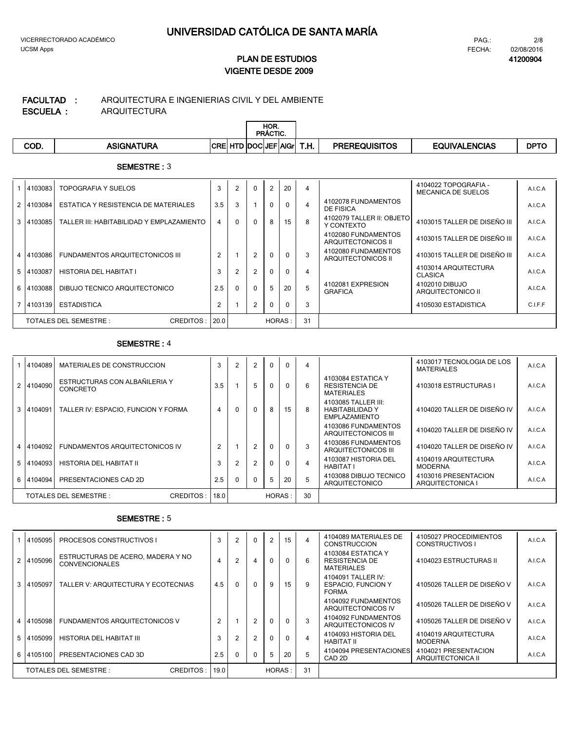# UNIVERSIDAD CATÓLICA DE SANTA MARÍA

VICERRECTORADO ACADÉMICO

UCSM Apps

FECHA: 02/08/2016

## PLAN DE ESTUDIOS
## VIGENTE DESDE 2009

41200904

**FACULTAD :** ARQUITECTURA E INGENIERIAS CIVIL Y DEL AMBIENTE

**ESCUELA :** ARQUITECTURA

### SEMESTRE : 3

| | COD. | ASIGNATURA | CRE | HTD | HOR. PRÁCTIC. DOC | JEF | AlGr | T.H. | PREREQUISITOS | EQUIVALENCIAS | DPTO |
|---|---|---|---|---|---|---|---|---|---|---|---|
| 1 | 4103083 | TOPOGRAFIA Y SUELOS | 3 | 2 | 0 | 2 | 20 | 4 | | 4104022 TOPOGRAFIA - MECANICA DE SUELOS | A.I.C.A |
| 2 | 4103084 | ESTATICA Y RESISTENCIA DE MATERIALES | 3.5 | 3 | 1 | 0 | 0 | 4 | 4102078 FUNDAMENTOS DE FISICA | | A.I.C.A |
| 3 | 4103085 | TALLER III: HABITABILIDAD Y EMPLAZAMIENTO | 4 | 0 | 0 | 8 | 15 | 8 | 4102079 TALLER II: OBJETO Y CONTEXTO | 4103015 TALLER DE DISEÑO III | A.I.C.A |
| | | | | | | | | | 4102080 FUNDAMENTOS ARQUITECTONICOS II | 4103015 TALLER DE DISEÑO III | A.I.C.A |
| 4 | 4103086 | FUNDAMENTOS ARQUITECTONICOS III | 2 | 1 | 2 | 0 | 0 | 3 | 4102080 FUNDAMENTOS ARQUITECTONICOS II | 4103015 TALLER DE DISEÑO III | A.I.C.A |
| 5 | 4103087 | HISTORIA DEL HABITAT I | 3 | 2 | 2 | 0 | 0 | 4 | | 4103014 ARQUITECTURA CLASICA | A.I.C.A |
| 6 | 4103088 | DIBUJO TECNICO ARQUITECTONICO | 2.5 | 0 | 0 | 5 | 20 | 5 | 4102081 EXPRESION GRAFICA | 4102010 DIBUJO ARQUITECTONICO II | A.I.C.A |
| 7 | 4103139 | ESTADISTICA | 2 | 1 | 2 | 0 | 0 | 3 | | 4105030 ESTADISTICA | C.I.F.F |
| | | TOTALES DEL SEMESTRE : CREDITOS : | 20.0 | | | | HORAS : | 31 | | | |

### SEMESTRE : 4

| | COD. | ASIGNATURA | CRE | HTD | HOR. PRÁCTIC. DOC | JEF | AlGr | T.H. | PREREQUISITOS | EQUIVALENCIAS | DPTO |
|---|---|---|---|---|---|---|---|---|---|---|---|
| 1 | 4104089 | MATERIALES DE CONSTRUCCION | 3 | 2 | 2 | 0 | 0 | 4 | | 4103017 TECNOLOGIA DE LOS MATERIALES | A.I.C.A |
| 2 | 4104090 | ESTRUCTURAS CON ALBAÑILERIA Y CONCRETO | 3.5 | 1 | 5 | 0 | 0 | 6 | 4103084 ESTATICA Y RESISTENCIA DE MATERIALES | 4103018 ESTRUCTURAS I | A.I.C.A |
| 3 | 4104091 | TALLER IV: ESPACIO, FUNCION Y FORMA | 4 | 0 | 0 | 8 | 15 | 8 | 4103085 TALLER III: HABITABILIDAD Y EMPLAZAMIENTO | 4104020 TALLER DE DISEÑO IV | A.I.C.A |
| | | | | | | | | | 4103086 FUNDAMENTOS ARQUITECTONICOS III | 4104020 TALLER DE DISEÑO IV | A.I.C.A |
| 4 | 4104092 | FUNDAMENTOS ARQUITECTONICOS IV | 2 | 1 | 2 | 0 | 0 | 3 | 4103086 FUNDAMENTOS ARQUITECTONICOS III | 4104020 TALLER DE DISEÑO IV | A.I.C.A |
| 5 | 4104093 | HISTORIA DEL HABITAT II | 3 | 2 | 2 | 0 | 0 | 4 | 4103087 HISTORIA DEL HABITAT I | 4104019 ARQUITECTURA MODERNA | A.I.C.A |
| 6 | 4104094 | PRESENTACIONES CAD 2D | 2.5 | 0 | 0 | 5 | 20 | 5 | 4103088 DIBUJO TECNICO ARQUITECTONICO | 4103016 PRESENTACION ARQUITECTONICA I | A.I.C.A |
| | | TOTALES DEL SEMESTRE : CREDITOS : | 18.0 | | | | HORAS : | 30 | | | |

### SEMESTRE : 5

| | COD. | ASIGNATURA | CRE | HTD | HOR. PRÁCTIC. DOC | JEF | AlGr | T.H. | PREREQUISITOS | EQUIVALENCIAS | DPTO |
|---|---|---|---|---|---|---|---|---|---|---|---|
| 1 | 4105095 | PROCESOS CONSTRUCTIVOS I | 3 | 2 | 0 | 2 | 15 | 4 | 4104089 MATERIALES DE CONSTRUCCION | 4105027 PROCEDIMIENTOS CONSTRUCTIVOS I | A.I.C.A |
| 2 | 4105096 | ESTRUCTURAS DE ACERO, MADERA Y NO CONVENCIONALES | 4 | 2 | 4 | 0 | 0 | 6 | 4103084 ESTATICA Y RESISTENCIA DE MATERIALES | 4104023 ESTRUCTURAS II | A.I.C.A |
| 3 | 4105097 | TALLER V: ARQUITECTURA Y ECOTECNIAS | 4.5 | 0 | 0 | 9 | 15 | 9 | 4104091 TALLER IV: ESPACIO, FUNCION Y FORMA | 4105026 TALLER DE DISEÑO V | A.I.C.A |
| | | | | | | | | | 4104092 FUNDAMENTOS ARQUITECTONICOS IV | 4105026 TALLER DE DISEÑO V | A.I.C.A |
| 4 | 4105098 | FUNDAMENTOS ARQUITECTONICOS V | 2 | 1 | 2 | 0 | 0 | 3 | 4104092 FUNDAMENTOS ARQUITECTONICOS IV | 4105026 TALLER DE DISEÑO V | A.I.C.A |
| 5 | 4105099 | HISTORIA DEL HABITAT III | 3 | 2 | 2 | 0 | 0 | 4 | 4104093 HISTORIA DEL HABITAT II | 4104019 ARQUITECTURA MODERNA | A.I.C.A |
| 6 | 4105100 | PRESENTACIONES CAD 3D | 2.5 | 0 | 0 | 5 | 20 | 5 | 4104094 PRESENTACIONES CAD 2D | 4104021 PRESENTACION ARQUITECTONICA II | A.I.C.A |
| | | TOTALES DEL SEMESTRE : CREDITOS : | 19.0 | | | | HORAS : | 31 | | | |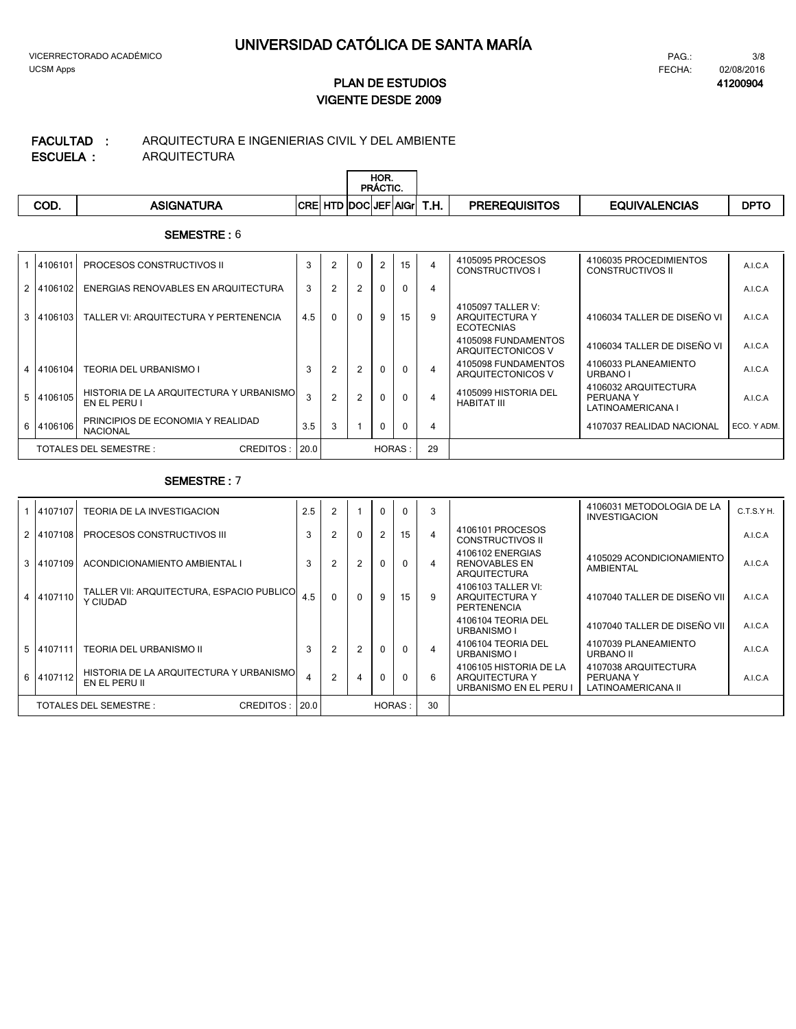# UNIVERSIDAD CATÓLICA DE SANTA MARÍA

VICERRECTORADO ACADÉMICO
UCSM Apps

FECHA: 02/08/2016
41200904

## PLAN DE ESTUDIOS
## VIGENTE DESDE 2009

**FACULTAD :** ARQUITECTURA E INGENIERIAS CIVIL Y DEL AMBIENTE
**ESCUELA :** ARQUITECTURA

### SEMESTRE : 6

| | COD. | ASIGNATURA | CRE | HTD | HOR. PRÁCTIC. DOC | JEF | AlGr | T.H. | PREREQUISITOS | EQUIVALENCIAS | DPTO |
|---|---|---|---|---|---|---|---|---|---|---|---|
| 1 | 4106101 | PROCESOS CONSTRUCTIVOS II | 3 | 2 | 0 | 2 | 15 | 4 | 4105095 PROCESOS CONSTRUCTIVOS I | 4106035 PROCEDIMIENTOS CONSTRUCTIVOS II | A.I.C.A |
| 2 | 4106102 | ENERGIAS RENOVABLES EN ARQUITECTURA | 3 | 2 | 2 | 0 | 0 | 4 | | | A.I.C.A |
| 3 | 4106103 | TALLER VI: ARQUITECTURA Y PERTENENCIA | 4.5 | 0 | 0 | 9 | 15 | 9 | 4105097 TALLER V: ARQUITECTURA Y ECOTECNIAS | 4106034 TALLER DE DISEÑO VI | A.I.C.A |
| | | | | | | | | | 4105098 FUNDAMENTOS ARQUITECTONICOS V | 4106034 TALLER DE DISEÑO VI | A.I.C.A |
| 4 | 4106104 | TEORIA DEL URBANISMO I | 3 | 2 | 2 | 0 | 0 | 4 | 4105098 FUNDAMENTOS ARQUITECTONICOS V | 4106033 PLANEAMIENTO URBANO I | A.I.C.A |
| 5 | 4106105 | HISTORIA DE LA ARQUITECTURA Y URBANISMO EN EL PERU I | 3 | 2 | 2 | 0 | 0 | 4 | 4105099 HISTORIA DEL HABITAT III | 4106032 ARQUITECTURA PERUANA Y LATINOAMERICANA I | A.I.C.A |
| 6 | 4106106 | PRINCIPIOS DE ECONOMIA Y REALIDAD NACIONAL | 3.5 | 3 | 1 | 0 | 0 | 4 | | 4107037 REALIDAD NACIONAL | ECO. Y ADM. |
| | TOTALES DEL SEMESTRE : | CREDITOS : | 20.0 | | | | HORAS : | 29 | | | |

### SEMESTRE : 7

| | COD. | ASIGNATURA | CRE | HTD | HOR. PRÁCTIC. DOC | JEF | AlGr | T.H. | PREREQUISITOS | EQUIVALENCIAS | DPTO |
|---|---|---|---|---|---|---|---|---|---|---|---|
| 1 | 4107107 | TEORIA DE LA INVESTIGACION | 2.5 | 2 | 1 | 0 | 0 | 3 | | 4106031 METODOLOGIA DE LA INVESTIGACION | C.T.S.Y H. |
| 2 | 4107108 | PROCESOS CONSTRUCTIVOS III | 3 | 2 | 0 | 2 | 15 | 4 | 4106101 PROCESOS CONSTRUCTIVOS II | | A.I.C.A |
| 3 | 4107109 | ACONDICIONAMIENTO AMBIENTAL I | 3 | 2 | 2 | 0 | 0 | 4 | 4106102 ENERGIAS RENOVABLES EN ARQUITECTURA | 4105029 ACONDICIONAMIENTO AMBIENTAL | A.I.C.A |
| 4 | 4107110 | TALLER VII: ARQUITECTURA, ESPACIO PUBLICO Y CIUDAD | 4.5 | 0 | 0 | 9 | 15 | 9 | 4106103 TALLER VI: ARQUITECTURA Y PERTENENCIA | 4107040 TALLER DE DISEÑO VII | A.I.C.A |
| | | | | | | | | | 4106104 TEORIA DEL URBANISMO I | 4107040 TALLER DE DISEÑO VII | A.I.C.A |
| 5 | 4107111 | TEORIA DEL URBANISMO II | 3 | 2 | 2 | 0 | 0 | 4 | 4106104 TEORIA DEL URBANISMO I | 4107039 PLANEAMIENTO URBANO II | A.I.C.A |
| 6 | 4107112 | HISTORIA DE LA ARQUITECTURA Y URBANISMO EN EL PERU II | 4 | 2 | 4 | 0 | 0 | 6 | 4106105 HISTORIA DE LA ARQUITECTURA Y URBANISMO EN EL PERU I | 4107038 ARQUITECTURA PERUANA Y LATINOAMERICANA II | A.I.C.A |
| | TOTALES DEL SEMESTRE : | CREDITOS : | 20.0 | | | | HORAS : | 30 | | | |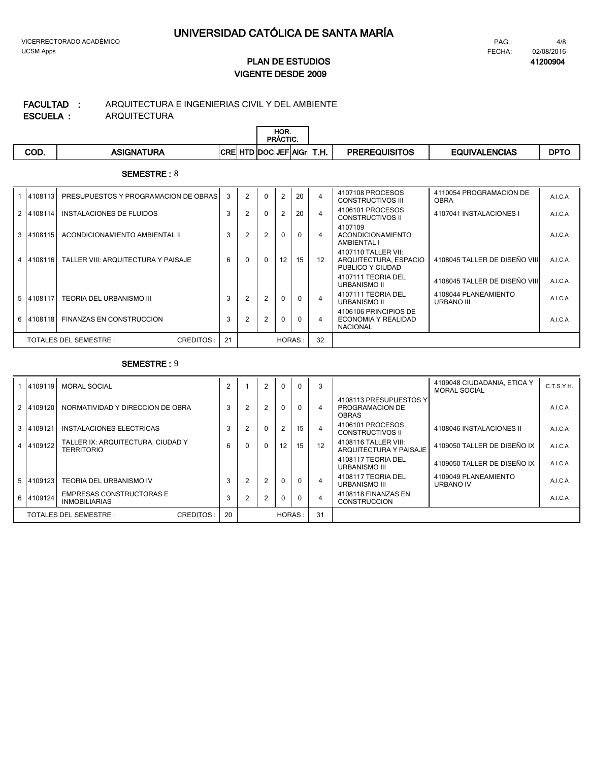# UNIVERSIDAD CATÓLICA DE SANTA MARÍA

VICERRECTORADO ACADÉMICO
UCSM Apps

FECHA: 02/08/2016

## PLAN DE ESTUDIOS
## VIGENTE DESDE 2009

**41200904**

**FACULTAD :** ARQUITECTURA E INGENIERIAS CIVIL Y DEL AMBIENTE
**ESCUELA :** ARQUITECTURA

**SEMESTRE :** 8

| | COD. | ASIGNATURA | CRE | HTD | HOR. PRÁCTIC. DOC | JEF | AlGr | T.H. | PREREQUISITOS | EQUIVALENCIAS | DPTO |
|---|---|---|---|---|---|---|---|---|---|---|---|
| 1 | 4108113 | PRESUPUESTOS Y PROGRAMACION DE OBRAS | 3 | 2 | 0 | 2 | 20 | 4 | 4107108 PROCESOS CONSTRUCTIVOS III | 4110054 PROGRAMACION DE OBRA | A.I.C.A |
| 2 | 4108114 | INSTALACIONES DE FLUIDOS | 3 | 2 | 0 | 2 | 20 | 4 | 4106101 PROCESOS CONSTRUCTIVOS II | 4107041 INSTALACIONES I | A.I.C.A |
| 3 | 4108115 | ACONDICIONAMIENTO AMBIENTAL II | 3 | 2 | 2 | 0 | 0 | 4 | 4107109 ACONDICIONAMIENTO AMBIENTAL I | | A.I.C.A |
| 4 | 4108116 | TALLER VIII: ARQUITECTURA Y PAISAJE | 6 | 0 | 0 | 12 | 15 | 12 | 4107110 TALLER VII: ARQUITECTURA, ESPACIO PUBLICO Y CIUDAD | 4108045 TALLER DE DISEÑO VIII | A.I.C.A |
| | | | | | | | | | 4107111 TEORIA DEL URBANISMO II | 4108045 TALLER DE DISEÑO VIII | A.I.C.A |
| 5 | 4108117 | TEORIA DEL URBANISMO III | 3 | 2 | 2 | 0 | 0 | 4 | 4107111 TEORIA DEL URBANISMO II | 4108044 PLANEAMIENTO URBANO III | A.I.C.A |
| 6 | 4108118 | FINANZAS EN CONSTRUCCION | 3 | 2 | 2 | 0 | 0 | 4 | 4106106 PRINCIPIOS DE ECONOMIA Y REALIDAD NACIONAL | | A.I.C.A |
| | TOTALES DEL SEMESTRE : | CREDITOS : | 21 | | | HORAS : | | 32 | | | |

**SEMESTRE :** 9

| | COD. | ASIGNATURA | CRE | HTD | HOR. PRÁCTIC. DOC | JEF | AlGr | T.H. | PREREQUISITOS | EQUIVALENCIAS | DPTO |
|---|---|---|---|---|---|---|---|---|---|---|---|
| 1 | 4109119 | MORAL SOCIAL | 2 | 1 | 2 | 0 | 0 | 3 | | 4109048 CIUDADANIA, ETICA Y MORAL SOCIAL | C.T.S.Y H. |
| 2 | 4109120 | NORMATIVIDAD Y DIRECCION DE OBRA | 3 | 2 | 2 | 0 | 0 | 4 | 4108113 PRESUPUESTOS Y PROGRAMACION DE OBRAS | | A.I.C.A |
| 3 | 4109121 | INSTALACIONES ELECTRICAS | 3 | 2 | 0 | 2 | 15 | 4 | 4106101 PROCESOS CONSTRUCTIVOS II | 4108046 INSTALACIONES II | A.I.C.A |
| 4 | 4109122 | TALLER IX: ARQUITECTURA, CIUDAD Y TERRITORIO | 6 | 0 | 0 | 12 | 15 | 12 | 4108116 TALLER VIII: ARQUITECTURA Y PAISAJE | 4109050 TALLER DE DISEÑO IX | A.I.C.A |
| | | | | | | | | | 4108117 TEORIA DEL URBANISMO III | 4109050 TALLER DE DISEÑO IX | A.I.C.A |
| 5 | 4109123 | TEORIA DEL URBANISMO IV | 3 | 2 | 2 | 0 | 0 | 4 | 4108117 TEORIA DEL URBANISMO III | 4109049 PLANEAMIENTO URBANO IV | A.I.C.A |
| 6 | 4109124 | EMPRESAS CONSTRUCTORAS E INMOBILIARIAS | 3 | 2 | 2 | 0 | 0 | 4 | 4108118 FINANZAS EN CONSTRUCCION | | A.I.C.A |
| | TOTALES DEL SEMESTRE : | CREDITOS : | 20 | | | HORAS : | | 31 | | | |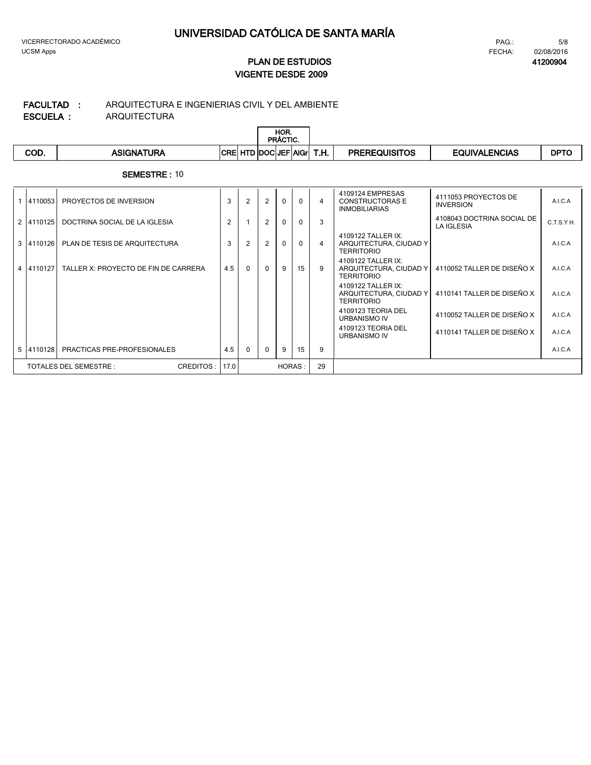# UNIVERSIDAD CATÓLICA DE SANTA MARÍA

VICERRECTORADO ACADÉMICO
UCSM Apps

FECHA: 02/08/2016

## PLAN DE ESTUDIOS
## VIGENTE DESDE 2009

**41200904**

**FACULTAD :** ARQUITECTURA E INGENIERIAS CIVIL Y DEL AMBIENTE
**ESCUELA :** ARQUITECTURA

**SEMESTRE :** 10

| | COD. | ASIGNATURA | CRE | HTD | HOR. PRÁCTIC. DOC | HOR. PRÁCTIC. JEF | AIGr | T.H. | PREREQUISITOS | EQUIVALENCIAS | DPTO |
|---|---|---|---|---|---|---|---|---|---|---|---|
| 1 | 4110053 | PROYECTOS DE INVERSION | 3 | 2 | 2 | 0 | 0 | 4 | 4109124 EMPRESAS CONSTRUCTORAS E INMOBILIARIAS | 4111053 PROYECTOS DE INVERSION | A.I.C.A |
| 2 | 4110125 | DOCTRINA SOCIAL DE LA IGLESIA | 2 | 1 | 2 | 0 | 0 | 3 | | 4108043 DOCTRINA SOCIAL DE LA IGLESIA | C.T.S.Y H. |
| 3 | 4110126 | PLAN DE TESIS DE ARQUITECTURA | 3 | 2 | 2 | 0 | 0 | 4 | 4109122 TALLER IX: ARQUITECTURA, CIUDAD Y TERRITORIO | | A.I.C.A |
| 4 | 4110127 | TALLER X: PROYECTO DE FIN DE CARRERA | 4.5 | 0 | 0 | 9 | 15 | 9 | 4109122 TALLER IX: ARQUITECTURA, CIUDAD Y TERRITORIO | 4110052 TALLER DE DISEÑO X | A.I.C.A |
| | | | | | | | | | 4109122 TALLER IX: ARQUITECTURA, CIUDAD Y TERRITORIO | 4110141 TALLER DE DISEÑO X | A.I.C.A |
| | | | | | | | | | 4109123 TEORIA DEL URBANISMO IV | 4110052 TALLER DE DISEÑO X | A.I.C.A |
| | | | | | | | | | 4109123 TEORIA DEL URBANISMO IV | 4110141 TALLER DE DISEÑO X | A.I.C.A |
| 5 | 4110128 | PRACTICAS PRE-PROFESIONALES | 4.5 | 0 | 0 | 9 | 15 | 9 | | | A.I.C.A |
| | TOTALES DEL SEMESTRE : | CREDITOS : | 17.0 | | | HORAS : | | 29 | | | |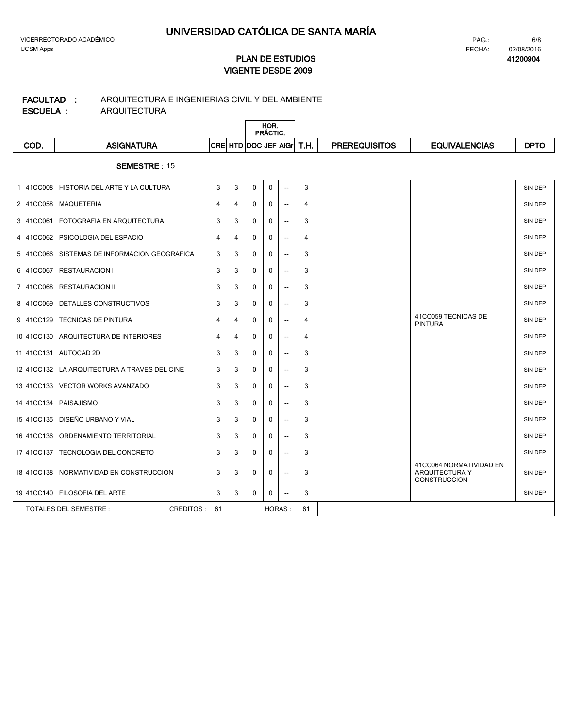# UNIVERSIDAD CATÓLICA DE SANTA MARÍA

VICERRECTORADO ACADÉMICO
UCSM Apps

PAG.: 6/8
FECHA: 02/08/2016
**41200904**

## PLAN DE ESTUDIOS
## VIGENTE DESDE 2009

**FACULTAD :** ARQUITECTURA E INGENIERIAS CIVIL Y DEL AMBIENTE
**ESCUELA :** ARQUITECTURA

**SEMESTRE :** 15

| | COD. | ASIGNATURA | CRE | HTD | HOR. PRÁCTIC. DOC | HOR. PRÁCTIC. JEF | HOR. PRÁCTIC. AlGr | T.H. | PREREQUISITOS | EQUIVALENCIAS | DPTO |
|---|---|---|---|---|---|---|---|---|---|---|---|
| 1 | 41CC008 | HISTORIA DEL ARTE Y LA CULTURA | 3 | 3 | 0 | 0 | -- | 3 | | | SIN DEP |
| 2 | 41CC058 | MAQUETERIA | 4 | 4 | 0 | 0 | -- | 4 | | | SIN DEP |
| 3 | 41CC061 | FOTOGRAFIA EN ARQUITECTURA | 3 | 3 | 0 | 0 | -- | 3 | | | SIN DEP |
| 4 | 41CC062 | PSICOLOGIA DEL ESPACIO | 4 | 4 | 0 | 0 | -- | 4 | | | SIN DEP |
| 5 | 41CC066 | SISTEMAS DE INFORMACION GEOGRAFICA | 3 | 3 | 0 | 0 | -- | 3 | | | SIN DEP |
| 6 | 41CC067 | RESTAURACION I | 3 | 3 | 0 | 0 | -- | 3 | | | SIN DEP |
| 7 | 41CC068 | RESTAURACION II | 3 | 3 | 0 | 0 | -- | 3 | | | SIN DEP |
| 8 | 41CC069 | DETALLES CONSTRUCTIVOS | 3 | 3 | 0 | 0 | -- | 3 | | | SIN DEP |
| 9 | 41CC129 | TECNICAS DE PINTURA | 4 | 4 | 0 | 0 | -- | 4 | | 41CC059 TECNICAS DE PINTURA | SIN DEP |
| 10 | 41CC130 | ARQUITECTURA DE INTERIORES | 4 | 4 | 0 | 0 | -- | 4 | | | SIN DEP |
| 11 | 41CC131 | AUTOCAD 2D | 3 | 3 | 0 | 0 | -- | 3 | | | SIN DEP |
| 12 | 41CC132 | LA ARQUITECTURA A TRAVES DEL CINE | 3 | 3 | 0 | 0 | -- | 3 | | | SIN DEP |
| 13 | 41CC133 | VECTOR WORKS AVANZADO | 3 | 3 | 0 | 0 | -- | 3 | | | SIN DEP |
| 14 | 41CC134 | PAISAJISMO | 3 | 3 | 0 | 0 | -- | 3 | | | SIN DEP |
| 15 | 41CC135 | DISEÑO URBANO Y VIAL | 3 | 3 | 0 | 0 | -- | 3 | | | SIN DEP |
| 16 | 41CC136 | ORDENAMIENTO TERRITORIAL | 3 | 3 | 0 | 0 | -- | 3 | | | SIN DEP |
| 17 | 41CC137 | TECNOLOGIA DEL CONCRETO | 3 | 3 | 0 | 0 | -- | 3 | | | SIN DEP |
| 18 | 41CC138 | NORMATIVIDAD EN CONSTRUCCION | 3 | 3 | 0 | 0 | -- | 3 | | 41CC064 NORMATIVIDAD EN ARQUITECTURA Y CONSTRUCCION | SIN DEP |
| 19 | 41CC140 | FILOSOFIA DEL ARTE | 3 | 3 | 0 | 0 | -- | 3 | | | SIN DEP |
| | TOTALES DEL SEMESTRE : | CREDITOS : | 61 | | | HORAS : | | 61 | | | |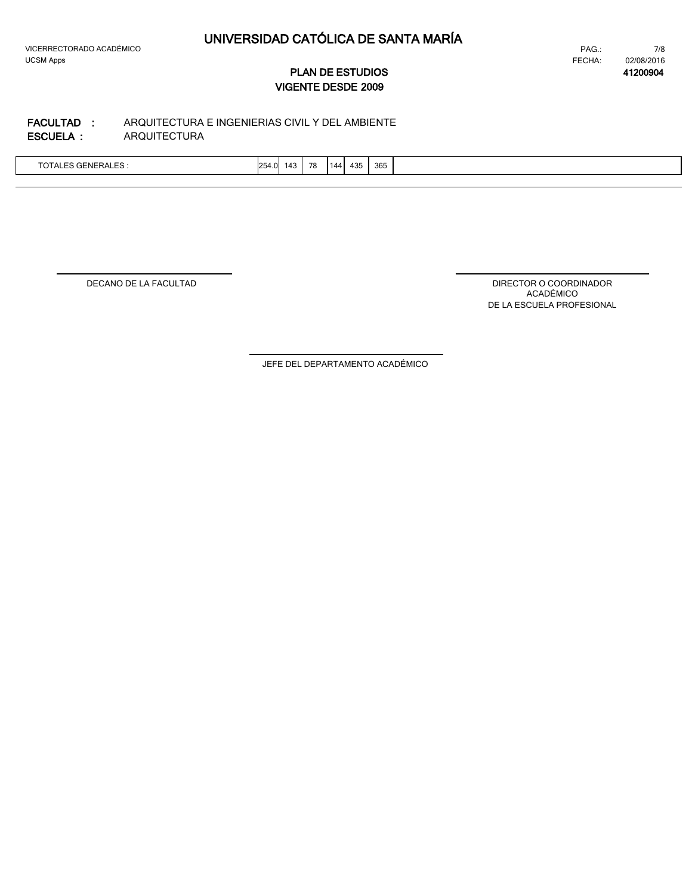# UNIVERSIDAD CATÓLICA DE SANTA MARÍA

VICERRECTORADO ACADÉMICO
UCSM Apps

FECHA: 02/08/2016

## PLAN DE ESTUDIOS

**41200904**

### VIGENTE DESDE 2009

**FACULTAD :** ARQUITECTURA E INGENIERIAS CIVIL Y DEL AMBIENTE
**ESCUELA :** ARQUITECTURA

| TOTALES GENERALES : | 254.0 | 143 | 78 | 144 | 435 | 365 | |
|---|---|---|---|---|---|---|---|

DECANO DE LA FACULTAD

DIRECTOR O COORDINADOR ACADÉMICO DE LA ESCUELA PROFESIONAL

JEFE DEL DEPARTAMENTO ACADÉMICO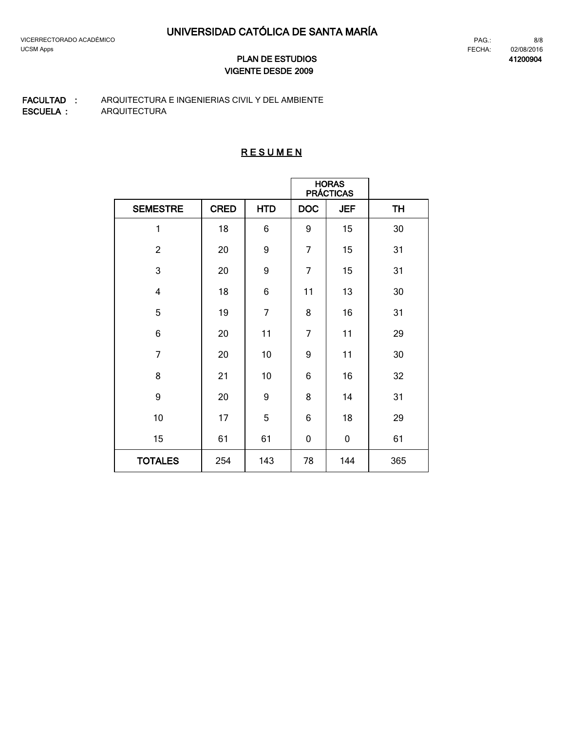# UNIVERSIDAD CATÓLICA DE SANTA MARÍA

VICERRECTORADO ACADÉMICO
UCSM Apps

FECHA: 02/08/2016
**41200904**

**PLAN DE ESTUDIOS**
**VIGENTE DESDE 2009**

**FACULTAD :** ARQUITECTURA E INGENIERIAS CIVIL Y DEL AMBIENTE
**ESCUELA :** ARQUITECTURA

## RESUMEN

| | | | HORAS PRÁCTICAS | | |
|---|---|---|---|---|---|
| **SEMESTRE** | **CRED** | **HTD** | **DOC** | **JEF** | **TH** |
| 1 | 18 | 6 | 9 | 15 | 30 |
| 2 | 20 | 9 | 7 | 15 | 31 |
| 3 | 20 | 9 | 7 | 15 | 31 |
| 4 | 18 | 6 | 11 | 13 | 30 |
| 5 | 19 | 7 | 8 | 16 | 31 |
| 6 | 20 | 11 | 7 | 11 | 29 |
| 7 | 20 | 10 | 9 | 11 | 30 |
| 8 | 21 | 10 | 6 | 16 | 32 |
| 9 | 20 | 9 | 8 | 14 | 31 |
| 10 | 17 | 5 | 6 | 18 | 29 |
| 15 | 61 | 61 | 0 | 0 | 61 |
| **TOTALES** | 254 | 143 | 78 | 144 | 365 |